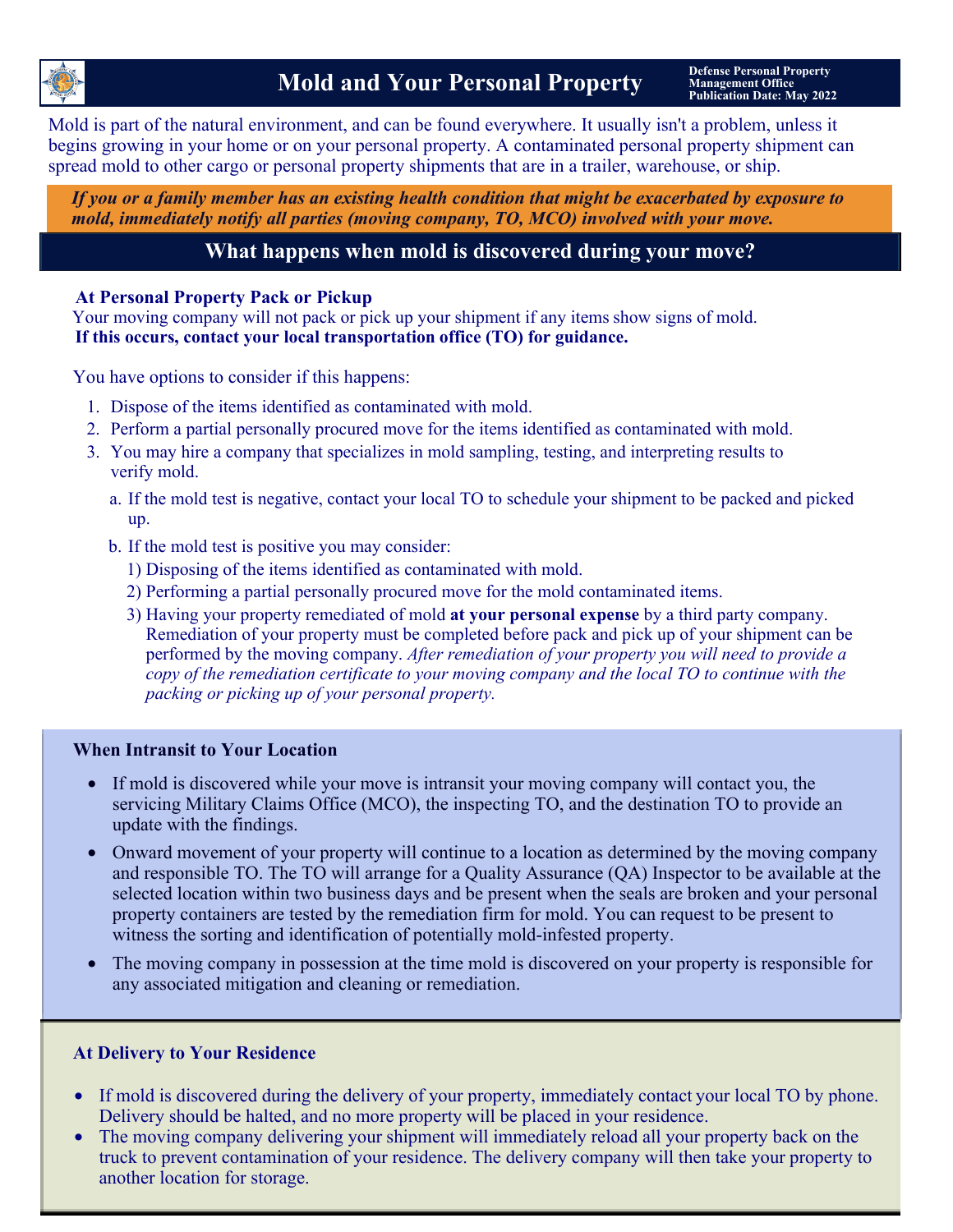# Mold and Your Personal Property

**Defense Personal Property Management Office**
**Publication Date: May 2022**

Mold is part of the natural environment, and can be found everywhere. It usually isn't a problem, unless it begins growing in your home or on your personal property. A contaminated personal property shipment can spread mold to other cargo or personal property shipments that are in a trailer, warehouse, or ship.

***If you or a family member has an existing health condition that might be exacerbated by exposure to mold, immediately notify all parties (moving company, TO, MCO) involved with your move.***

## What happens when mold is discovered during your move?

### At Personal Property Pack or Pickup

Your moving company will not pack or pick up your shipment if any items show signs of mold.
**If this occurs, contact your local transportation office (TO) for guidance.**

You have options to consider if this happens:

1. Dispose of the items identified as contaminated with mold.
2. Perform a partial personally procured move for the items identified as contaminated with mold.
3. You may hire a company that specializes in mold sampling, testing, and interpreting results to verify mold.
   a. If the mold test is negative, contact your local TO to schedule your shipment to be packed and picked up.
   b. If the mold test is positive you may consider:
      1) Disposing of the items identified as contaminated with mold.
      2) Performing a partial personally procured move for the mold contaminated items.
      3) Having your property remediated of mold **at your personal expense** by a third party company. Remediation of your property must be completed before pack and pick up of your shipment can be performed by the moving company. *After remediation of your property you will need to provide a copy of the remediation certificate to your moving company and the local TO to continue with the packing or picking up of your personal property.*

### When Intransit to Your Location

- If mold is discovered while your move is intransit your moving company will contact you, the servicing Military Claims Office (MCO), the inspecting TO, and the destination TO to provide an update with the findings.
- Onward movement of your property will continue to a location as determined by the moving company and responsible TO. The TO will arrange for a Quality Assurance (QA) Inspector to be available at the selected location within two business days and be present when the seals are broken and your personal property containers are tested by the remediation firm for mold. You can request to be present to witness the sorting and identification of potentially mold-infested property.
- The moving company in possession at the time mold is discovered on your property is responsible for any associated mitigation and cleaning or remediation.

### At Delivery to Your Residence

- If mold is discovered during the delivery of your property, immediately contact your local TO by phone. Delivery should be halted, and no more property will be placed in your residence.
- The moving company delivering your shipment will immediately reload all your property back on the truck to prevent contamination of your residence. The delivery company will then take your property to another location for storage.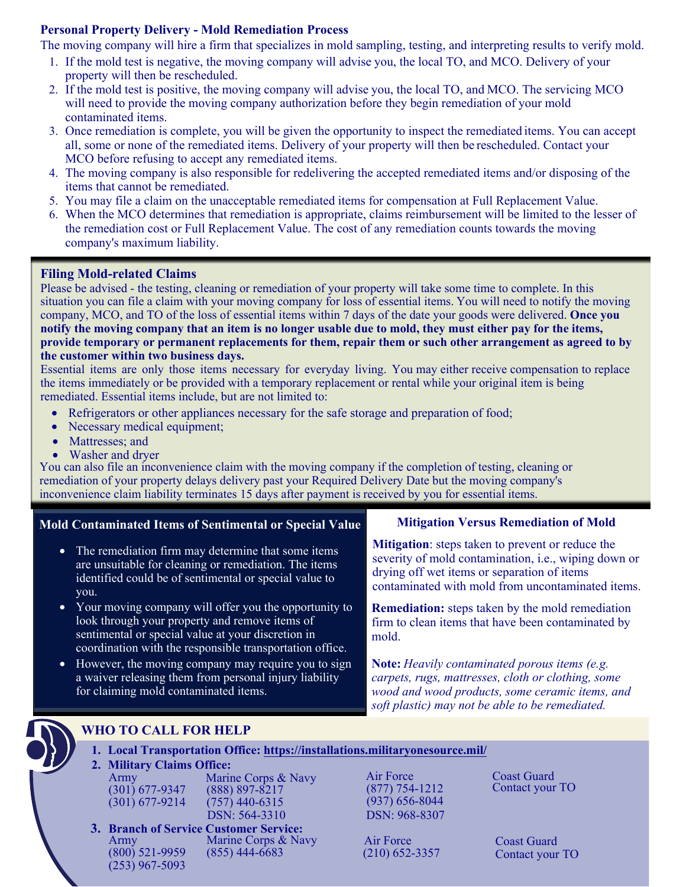### Personal Property Delivery - Mold Remediation Process

The moving company will hire a firm that specializes in mold sampling, testing, and interpreting results to verify mold.

1. If the mold test is negative, the moving company will advise you, the local TO, and MCO. Delivery of your property will then be rescheduled.
2. If the mold test is positive, the moving company will advise you, the local TO, and MCO. The servicing MCO will need to provide the moving company authorization before they begin remediation of your mold contaminated items.
3. Once remediation is complete, you will be given the opportunity to inspect the remediated items. You can accept all, some or none of the remediated items. Delivery of your property will then be rescheduled. Contact your MCO before refusing to accept any remediated items.
4. The moving company is also responsible for redelivering the accepted remediated items and/or disposing of the items that cannot be remediated.
5. You may file a claim on the unacceptable remediated items for compensation at Full Replacement Value.
6. When the MCO determines that remediation is appropriate, claims reimbursement will be limited to the lesser of the remediation cost or Full Replacement Value. The cost of any remediation counts towards the moving company's maximum liability.

### Filing Mold-related Claims

Please be advised - the testing, cleaning or remediation of your property will take some time to complete. In this situation you can file a claim with your moving company for loss of essential items. You will need to notify the moving company, MCO, and TO of the loss of essential items within 7 days of the date your goods were delivered. **Once you notify the moving company that an item is no longer usable due to mold, they must either pay for the items, provide temporary or permanent replacements for them, repair them or such other arrangement as agreed to by the customer within two business days.**

Essential items are only those items necessary for everyday living. You may either receive compensation to replace the items immediately or be provided with a temporary replacement or rental while your original item is being remediated. Essential items include, but are not limited to:

- Refrigerators or other appliances necessary for the safe storage and preparation of food;
- Necessary medical equipment;
- Mattresses; and
- Washer and dryer

You can also file an inconvenience claim with the moving company if the completion of testing, cleaning or remediation of your property delays delivery past your Required Delivery Date but the moving company's inconvenience claim liability terminates 15 days after payment is received by you for essential items.

### Mold Contaminated Items of Sentimental or Special Value

- The remediation firm may determine that some items are unsuitable for cleaning or remediation. The items identified could be of sentimental or special value to you.
- Your moving company will offer you the opportunity to look through your property and remove items of sentimental or special value at your discretion in coordination with the responsible transportation office.
- However, the moving company may require you to sign a waiver releasing them from personal injury liability for claiming mold contaminated items.

### Mitigation Versus Remediation of Mold

**Mitigation**: steps taken to prevent or reduce the severity of mold contamination, i.e., wiping down or drying off wet items or separation of items contaminated with mold from uncontaminated items.

**Remediation:** steps taken by the mold remediation firm to clean items that have been contaminated by mold.

**Note:** *Heavily contaminated porous items (e.g. carpets, rugs, mattresses, cloth or clothing, some wood and wood products, some ceramic items, and soft plastic) may not be able to be remediated.*

### WHO TO CALL FOR HELP

1. **Local Transportation Office: https://installations.militaryonesource.mil/**
2. **Military Claims Office:**

| Army | Marine Corps & Navy | Air Force | Coast Guard |
|---|---|---|---|
| (301) 677-9347 | (888) 897-8217 | (877) 754-1212 | Contact your TO |
| (301) 677-9214 | (757) 440-6315 | (937) 656-8044 | |
| | DSN: 564-3310 | DSN: 968-8307 | |

3. **Branch of Service Customer Service:**

| Army | Marine Corps & Navy | Air Force | Coast Guard |
|---|---|---|---|
| (800) 521-9959 | (855) 444-6683 | (210) 652-3357 | Contact your TO |
| (253) 967-5093 | | | |